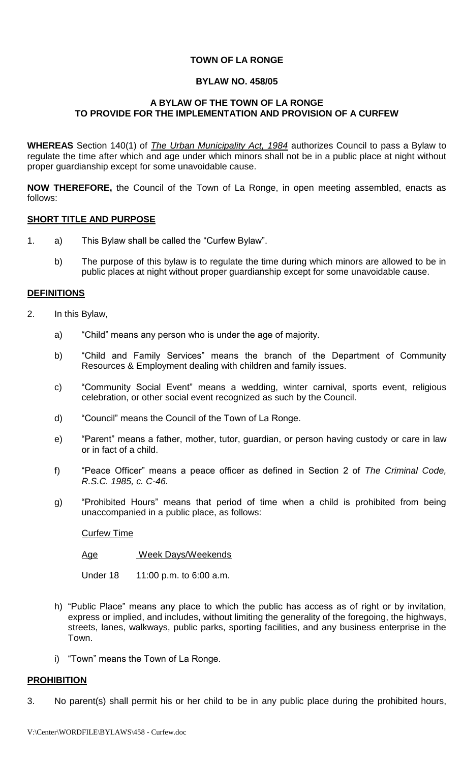**TOWN OF LA RONGE**

**BYLAW NO. 458/05**

**A BYLAW OF THE TOWN OF LA RONGE**
**TO PROVIDE FOR THE IMPLEMENTATION AND PROVISION OF A CURFEW**

**WHEREAS** Section 140(1) of ***The Urban Municipality Act, 1984*** authorizes Council to pass a Bylaw to regulate the time after which and age under which minors shall not be in a public place at night without proper guardianship except for some unavoidable cause.

**NOW THEREFORE,** the Council of the Town of La Ronge, in open meeting assembled, enacts as follows:

**SHORT TITLE AND PURPOSE**

1. a) This Bylaw shall be called the "Curfew Bylaw".

   b) The purpose of this bylaw is to regulate the time during which minors are allowed to be in public places at night without proper guardianship except for some unavoidable cause.

**DEFINITIONS**

2. In this Bylaw,

   a) "Child" means any person who is under the age of majority.

   b) "Child and Family Services" means the branch of the Department of Community Resources & Employment dealing with children and family issues.

   c) "Community Social Event" means a wedding, winter carnival, sports event, religious celebration, or other social event recognized as such by the Council.

   d) "Council" means the Council of the Town of La Ronge.

   e) "Parent" means a father, mother, tutor, guardian, or person having custody or care in law or in fact of a child.

   f) "Peace Officer" means a peace officer as defined in Section 2 of *The Criminal Code, R.S.C. 1985, c. C-46.*

   g) "Prohibited Hours" means that period of time when a child is prohibited from being unaccompanied in a public place, as follows:

      Curfew Time

      | Age | Week Days/Weekends |
      |---|---|
      | Under 18 | 11:00 p.m. to 6:00 a.m. |

   h) "Public Place" means any place to which the public has access as of right or by invitation, express or implied, and includes, without limiting the generality of the foregoing, the highways, streets, lanes, walkways, public parks, sporting facilities, and any business enterprise in the Town.

   i) "Town" means the Town of La Ronge.

**PROHIBITION**

3. No parent(s) shall permit his or her child to be in any public place during the prohibited hours,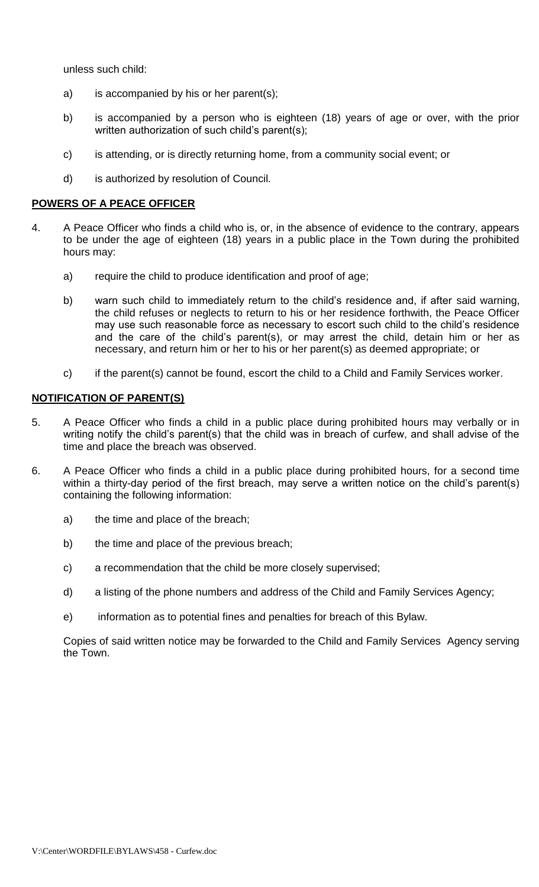unless such child:

a) is accompanied by his or her parent(s);

b) is accompanied by a person who is eighteen (18) years of age or over, with the prior written authorization of such child's parent(s);

c) is attending, or is directly returning home, from a community social event; or

d) is authorized by resolution of Council.

**POWERS OF A PEACE OFFICER**

4. A Peace Officer who finds a child who is, or, in the absence of evidence to the contrary, appears to be under the age of eighteen (18) years in a public place in the Town during the prohibited hours may:

   a) require the child to produce identification and proof of age;

   b) warn such child to immediately return to the child's residence and, if after said warning, the child refuses or neglects to return to his or her residence forthwith, the Peace Officer may use such reasonable force as necessary to escort such child to the child's residence and the care of the child's parent(s), or may arrest the child, detain him or her as necessary, and return him or her to his or her parent(s) as deemed appropriate; or

   c) if the parent(s) cannot be found, escort the child to a Child and Family Services worker.

**NOTIFICATION OF PARENT(S)**

5. A Peace Officer who finds a child in a public place during prohibited hours may verbally or in writing notify the child's parent(s) that the child was in breach of curfew, and shall advise of the time and place the breach was observed.

6. A Peace Officer who finds a child in a public place during prohibited hours, for a second time within a thirty-day period of the first breach, may serve a written notice on the child's parent(s) containing the following information:

   a) the time and place of the breach;

   b) the time and place of the previous breach;

   c) a recommendation that the child be more closely supervised;

   d) a listing of the phone numbers and address of the Child and Family Services Agency;

   e) information as to potential fines and penalties for breach of this Bylaw.

   Copies of said written notice may be forwarded to the Child and Family Services Agency serving the Town.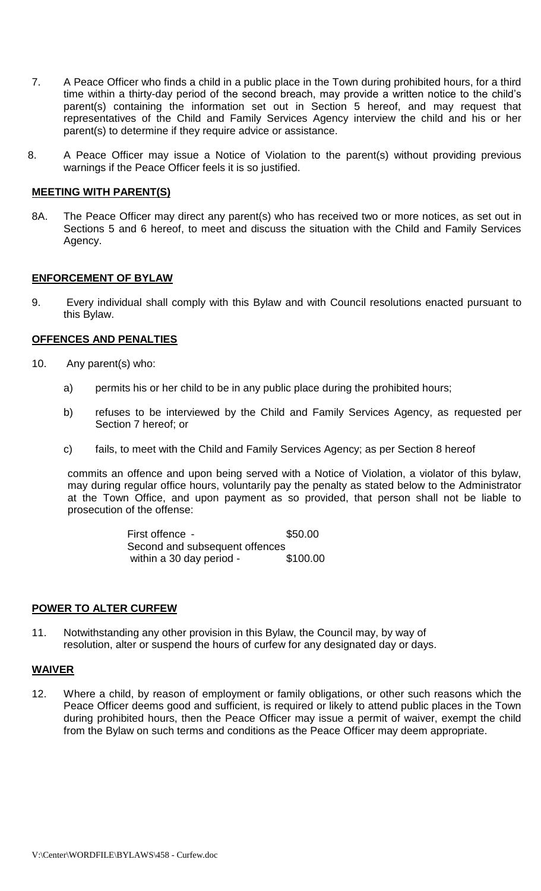7. A Peace Officer who finds a child in a public place in the Town during prohibited hours, for a third time within a thirty-day period of the second breach, may provide a written notice to the child's parent(s) containing the information set out in Section 5 hereof, and may request that representatives of the Child and Family Services Agency interview the child and his or her parent(s) to determine if they require advice or assistance.

8. A Peace Officer may issue a Notice of Violation to the parent(s) without providing previous warnings if the Peace Officer feels it is so justified.

**MEETING WITH PARENT(S)**

8A. The Peace Officer may direct any parent(s) who has received two or more notices, as set out in Sections 5 and 6 hereof, to meet and discuss the situation with the Child and Family Services Agency.

**ENFORCEMENT OF BYLAW**

9. Every individual shall comply with this Bylaw and with Council resolutions enacted pursuant to this Bylaw.

**OFFENCES AND PENALTIES**

10. Any parent(s) who:

    a) permits his or her child to be in any public place during the prohibited hours;

    b) refuses to be interviewed by the Child and Family Services Agency, as requested per Section 7 hereof; or

    c) fails, to meet with the Child and Family Services Agency; as per Section 8 hereof

    commits an offence and upon being served with a Notice of Violation, a violator of this bylaw, may during regular office hours, voluntarily pay the penalty as stated below to the Administrator at the Town Office, and upon payment as so provided, that person shall not be liable to prosecution of the offense:

    First offence - $50.00
    Second and subsequent offences within a 30 day period - $100.00

**POWER TO ALTER CURFEW**

11. Notwithstanding any other provision in this Bylaw, the Council may, by way of resolution, alter or suspend the hours of curfew for any designated day or days.

**WAIVER**

12. Where a child, by reason of employment or family obligations, or other such reasons which the Peace Officer deems good and sufficient, is required or likely to attend public places in the Town during prohibited hours, then the Peace Officer may issue a permit of waiver, exempt the child from the Bylaw on such terms and conditions as the Peace Officer may deem appropriate.

V:\Center\WORDFILE\BYLAWS\458 - Curfew.doc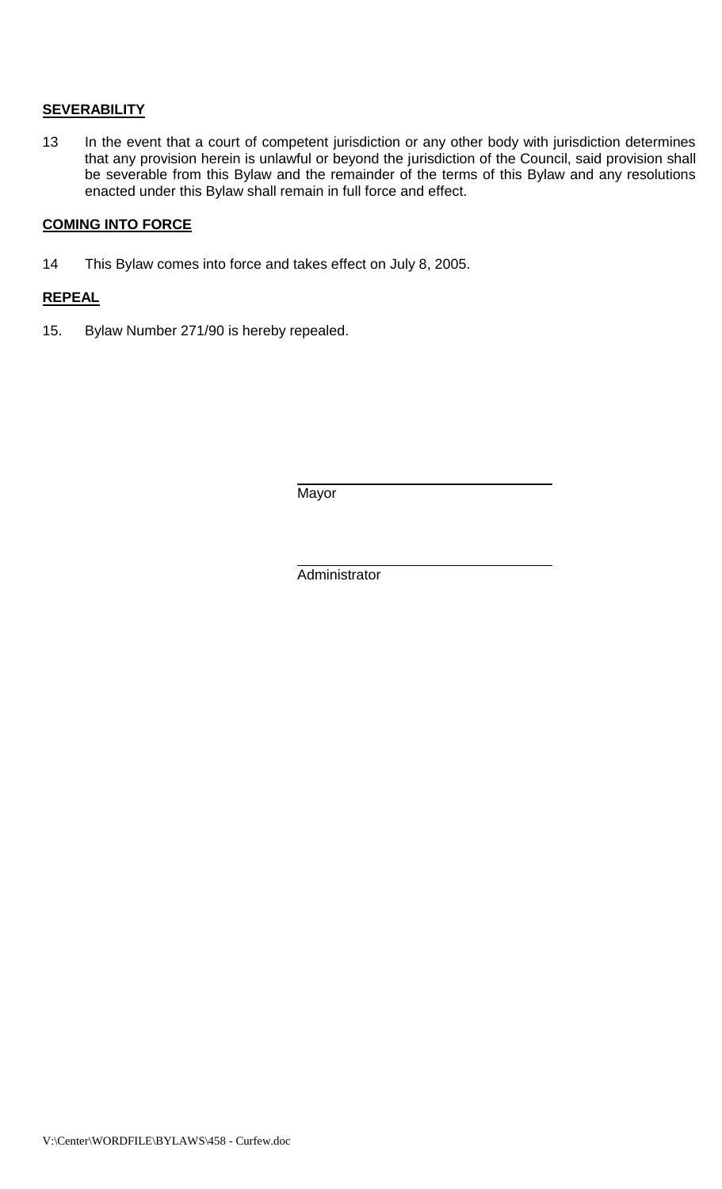**SEVERABILITY**

13 In the event that a court of competent jurisdiction or any other body with jurisdiction determines that any provision herein is unlawful or beyond the jurisdiction of the Council, said provision shall be severable from this Bylaw and the remainder of the terms of this Bylaw and any resolutions enacted under this Bylaw shall remain in full force and effect.

**COMING INTO FORCE**

14 This Bylaw comes into force and takes effect on July 8, 2005.

**REPEAL**

15. Bylaw Number 271/90 is hereby repealed.

\_\_\_\_\_\_\_\_\_\_\_\_\_\_\_\_\_\_\_\_\_\_\_\_\_\_\_\_\_\_\_\_\_\_\_\_\_\_\_
Mayor

\_\_\_\_\_\_\_\_\_\_\_\_\_\_\_\_\_\_\_\_\_\_\_\_\_\_\_\_\_\_\_\_\_\_\_\_\_\_\_
Administrator

V:\Center\WORDFILE\BYLAWS\458 - Curfew.doc